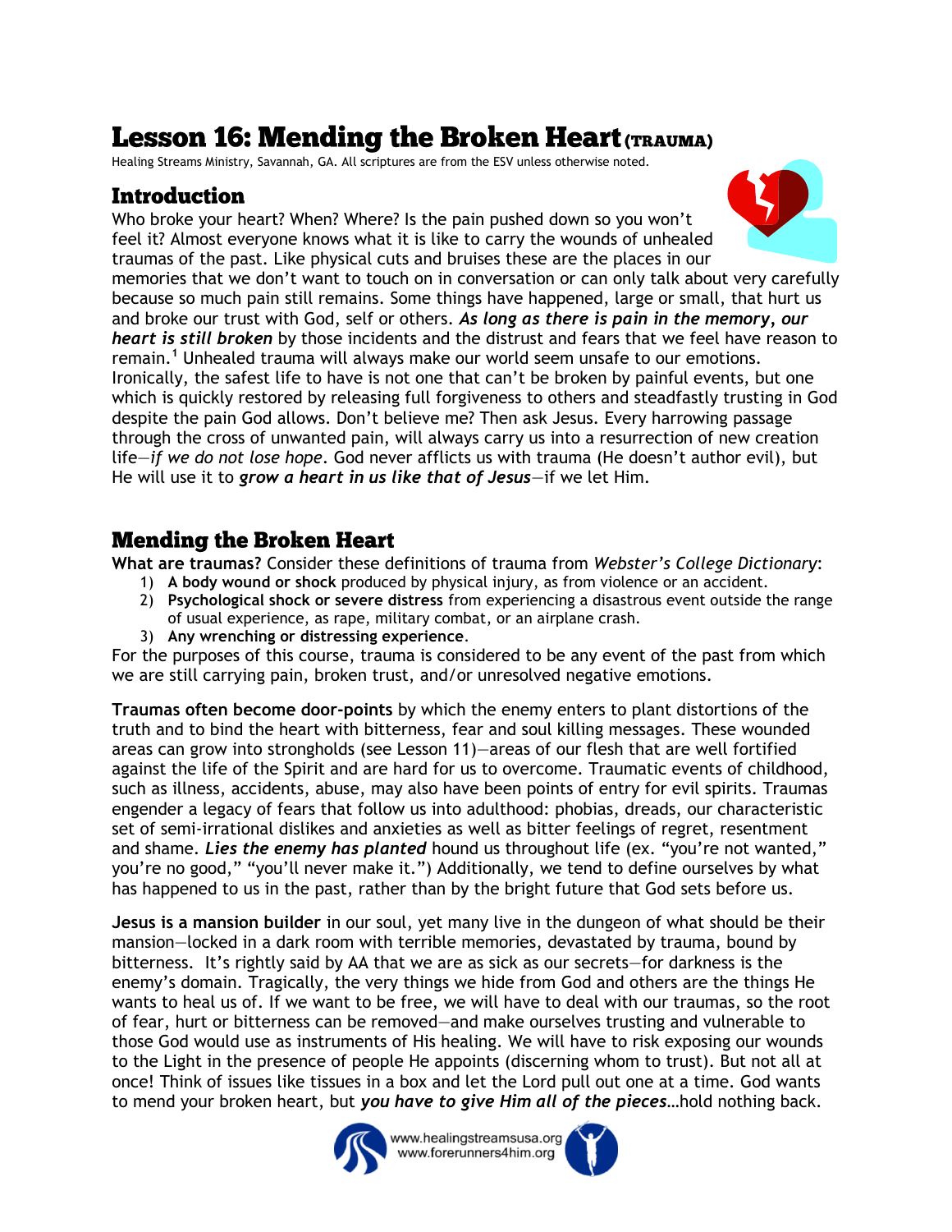# Lesson 16: Mending the Broken Heart (TRAUMA)

Healing Streams Ministry, Savannah, GA. All scriptures are from the ESV unless otherwise noted.

## Introduction

Who broke your heart? When? Where? Is the pain pushed down so you won't feel it? Almost everyone knows what it is like to carry the wounds of unhealed traumas of the past. Like physical cuts and bruises these are the places in our memories that we don't want to touch on in conversation or can only talk about very carefully because so much pain still remains. Some things have happened, large or small, that hurt us and broke our trust with God, self or others. ***As long as there is pain in the memory, our heart is still broken*** by those incidents and the distrust and fears that we feel have reason to remain.[1] Unhealed trauma will always make our world seem unsafe to our emotions. Ironically, the safest life to have is not one that can't be broken by painful events, but one which is quickly restored by releasing full forgiveness to others and steadfastly trusting in God despite the pain God allows. Don't believe me? Then ask Jesus. Every harrowing passage through the cross of unwanted pain, will always carry us into a resurrection of new creation life—*if we do not lose hope*. God never afflicts us with trauma (He doesn't author evil), but He will use it to ***grow a heart in us like that of Jesus***—if we let Him.

## Mending the Broken Heart

**What are traumas?** Consider these definitions of trauma from *Webster's College Dictionary*:

1) **A body wound or shock** produced by physical injury, as from violence or an accident.
2) **Psychological shock or severe distress** from experiencing a disastrous event outside the range of usual experience, as rape, military combat, or an airplane crash.
3) **Any wrenching or distressing experience**.

For the purposes of this course, trauma is considered to be any event of the past from which we are still carrying pain, broken trust, and/or unresolved negative emotions.

**Traumas often become door-points** by which the enemy enters to plant distortions of the truth and to bind the heart with bitterness, fear and soul killing messages. These wounded areas can grow into strongholds (see Lesson 11)—areas of our flesh that are well fortified against the life of the Spirit and are hard for us to overcome. Traumatic events of childhood, such as illness, accidents, abuse, may also have been points of entry for evil spirits. Traumas engender a legacy of fears that follow us into adulthood: phobias, dreads, our characteristic set of semi-irrational dislikes and anxieties as well as bitter feelings of regret, resentment and shame. ***Lies the enemy has planted*** hound us throughout life (ex. "you're not wanted," you're no good," "you'll never make it.") Additionally, we tend to define ourselves by what has happened to us in the past, rather than by the bright future that God sets before us.

**Jesus is a mansion builder** in our soul, yet many live in the dungeon of what should be their mansion—locked in a dark room with terrible memories, devastated by trauma, bound by bitterness. It's rightly said by AA that we are as sick as our secrets—for darkness is the enemy's domain. Tragically, the very things we hide from God and others are the things He wants to heal us of. If we want to be free, we will have to deal with our traumas, so the root of fear, hurt or bitterness can be removed—and make ourselves trusting and vulnerable to those God would use as instruments of His healing. We will have to risk exposing our wounds to the Light in the presence of people He appoints (discerning whom to trust). But not all at once! Think of issues like tissues in a box and let the Lord pull out one at a time. God wants to mend your broken heart, but ***you have to give Him all of the pieces***…hold nothing back.

www.healingstreamsusa.org
www.forerunners4him.org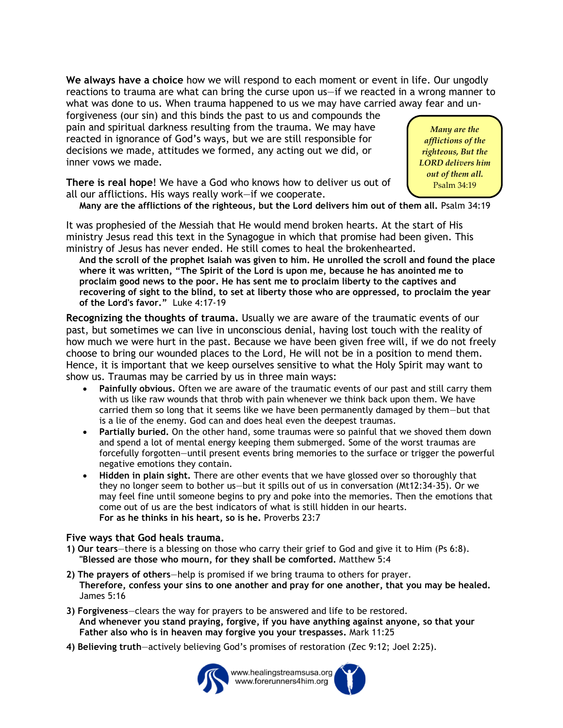**We always have a choice** how we will respond to each moment or event in life. Our ungodly reactions to trauma are what can bring the curse upon us—if we reacted in a wrong manner to what was done to us. When trauma happened to us we may have carried away fear and un-forgiveness (our sin) and this binds the past to us and compounds the pain and spiritual darkness resulting from the trauma. We may have reacted in ignorance of God's ways, but we are still responsible for decisions we made, attitudes we formed, any acting out we did, or inner vows we made.

> *Many are the afflictions of the righteous, But the LORD delivers him out of them all.*
> Psalm 34:19

**There is real hope**! We have a God who knows how to deliver us out of all our afflictions. His ways really work—if we cooperate.

**Many are the afflictions of the righteous, but the Lord delivers him out of them all.** Psalm 34:19

It was prophesied of the Messiah that He would mend broken hearts. At the start of His ministry Jesus read this text in the Synagogue in which that promise had been given. This ministry of Jesus has never ended. He still comes to heal the brokenhearted.

**And the scroll of the prophet Isaiah was given to him. He unrolled the scroll and found the place where it was written, "The Spirit of the Lord is upon me, because he has anointed me to proclaim good news to the poor. He has sent me to proclaim liberty to the captives and recovering of sight to the blind, to set at liberty those who are oppressed, to proclaim the year of the Lord's favor."** Luke 4:17-19

**Recognizing the thoughts of trauma.** Usually we are aware of the traumatic events of our past, but sometimes we can live in unconscious denial, having lost touch with the reality of how much we were hurt in the past. Because we have been given free will, if we do not freely choose to bring our wounded places to the Lord, He will not be in a position to mend them. Hence, it is important that we keep ourselves sensitive to what the Holy Spirit may want to show us. Traumas may be carried by us in three main ways:

- **Painfully obvious.** Often we are aware of the traumatic events of our past and still carry them with us like raw wounds that throb with pain whenever we think back upon them. We have carried them so long that it seems like we have been permanently damaged by them—but that is a lie of the enemy. God can and does heal even the deepest traumas.
- **Partially buried.** On the other hand, some traumas were so painful that we shoved them down and spend a lot of mental energy keeping them submerged. Some of the worst traumas are forcefully forgotten—until present events bring memories to the surface or trigger the powerful negative emotions they contain.
- **Hidden in plain sight.** There are other events that we have glossed over so thoroughly that they no longer seem to bother us—but it spills out of us in conversation (Mt12:34-35). Or we may feel fine until someone begins to pry and poke into the memories. Then the emotions that come out of us are the best indicators of what is still hidden in our hearts.
  **For as he thinks in his heart, so is he.** Proverbs 23:7

### Five ways that God heals trauma.

**1) Our tears**—there is a blessing on those who carry their grief to God and give it to Him (Ps 6:8).
**"Blessed are those who mourn, for they shall be comforted.** Matthew 5:4

**2) The prayers of others**—help is promised if we bring trauma to others for prayer.
**Therefore, confess your sins to one another and pray for one another, that you may be healed.** James 5:16

**3) Forgiveness**—clears the way for prayers to be answered and life to be restored.
**And whenever you stand praying, forgive, if you have anything against anyone, so that your Father also who is in heaven may forgive you your trespasses.** Mark 11:25

**4) Believing truth**—actively believing God's promises of restoration (Zec 9:12; Joel 2:25).

www.healingstreamsusa.org
www.forerunners4him.org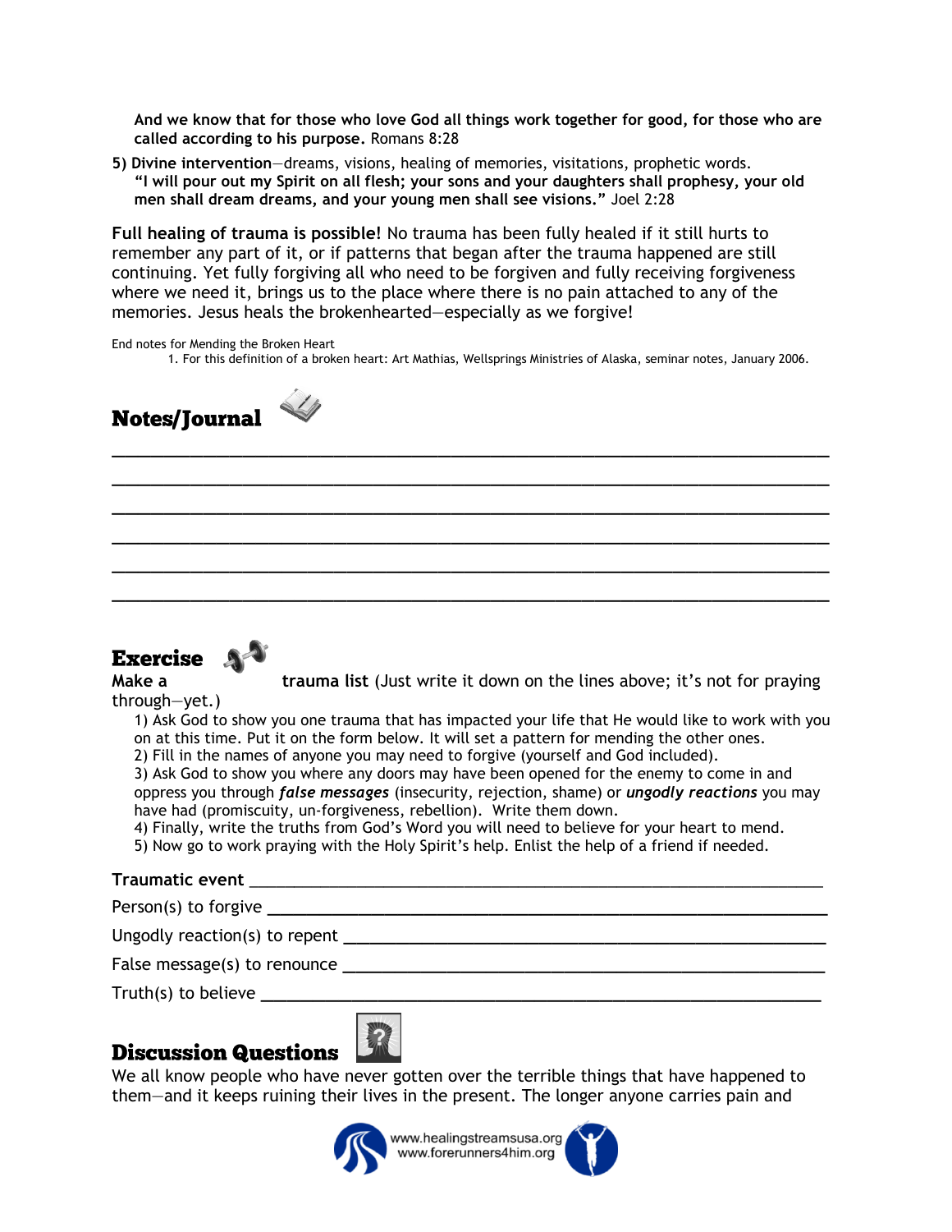**And we know that for those who love God all things work together for good, for those who are called according to his purpose.** Romans 8:28

5) **Divine intervention**—dreams, visions, healing of memories, visitations, prophetic words.
**"I will pour out my Spirit on all flesh; your sons and your daughters shall prophesy, your old men shall dream dreams, and your young men shall see visions."** Joel 2:28

**Full healing of trauma is possible!** No trauma has been fully healed if it still hurts to remember any part of it, or if patterns that began after the trauma happened are still continuing. Yet fully forgiving all who need to be forgiven and fully receiving forgiveness where we need it, brings us to the place where there is no pain attached to any of the memories. Jesus heals the brokenhearted—especially as we forgive!

End notes for Mending the Broken Heart
1. For this definition of a broken heart: Art Mathias, Wellsprings Ministries of Alaska, seminar notes, January 2006.

## Notes/Journal

______________________________________________________________________

______________________________________________________________________

______________________________________________________________________

______________________________________________________________________

______________________________________________________________________

______________________________________________________________________

## Exercise

**Make a trauma list** (Just write it down on the lines above; it's not for praying through—yet.)

1) Ask God to show you one trauma that has impacted your life that He would like to work with you on at this time. Put it on the form below. It will set a pattern for mending the other ones.
2) Fill in the names of anyone you may need to forgive (yourself and God included).
3) Ask God to show you where any doors may have been opened for the enemy to come in and oppress you through ***false messages*** (insecurity, rejection, shame) or ***ungodly reactions*** you may have had (promiscuity, un-forgiveness, rebellion). Write them down.
4) Finally, write the truths from God's Word you will need to believe for your heart to mend.
5) Now go to work praying with the Holy Spirit's help. Enlist the help of a friend if needed.

**Traumatic event** ________________________________________________

Person(s) to forgive ________________________________________________

Ungodly reaction(s) to repent ________________________________________

False message(s) to renounce ________________________________________

Truth(s) to believe ________________________________________________

## Discussion Questions

We all know people who have never gotten over the terrible things that have happened to them—and it keeps ruining their lives in the present. The longer anyone carries pain and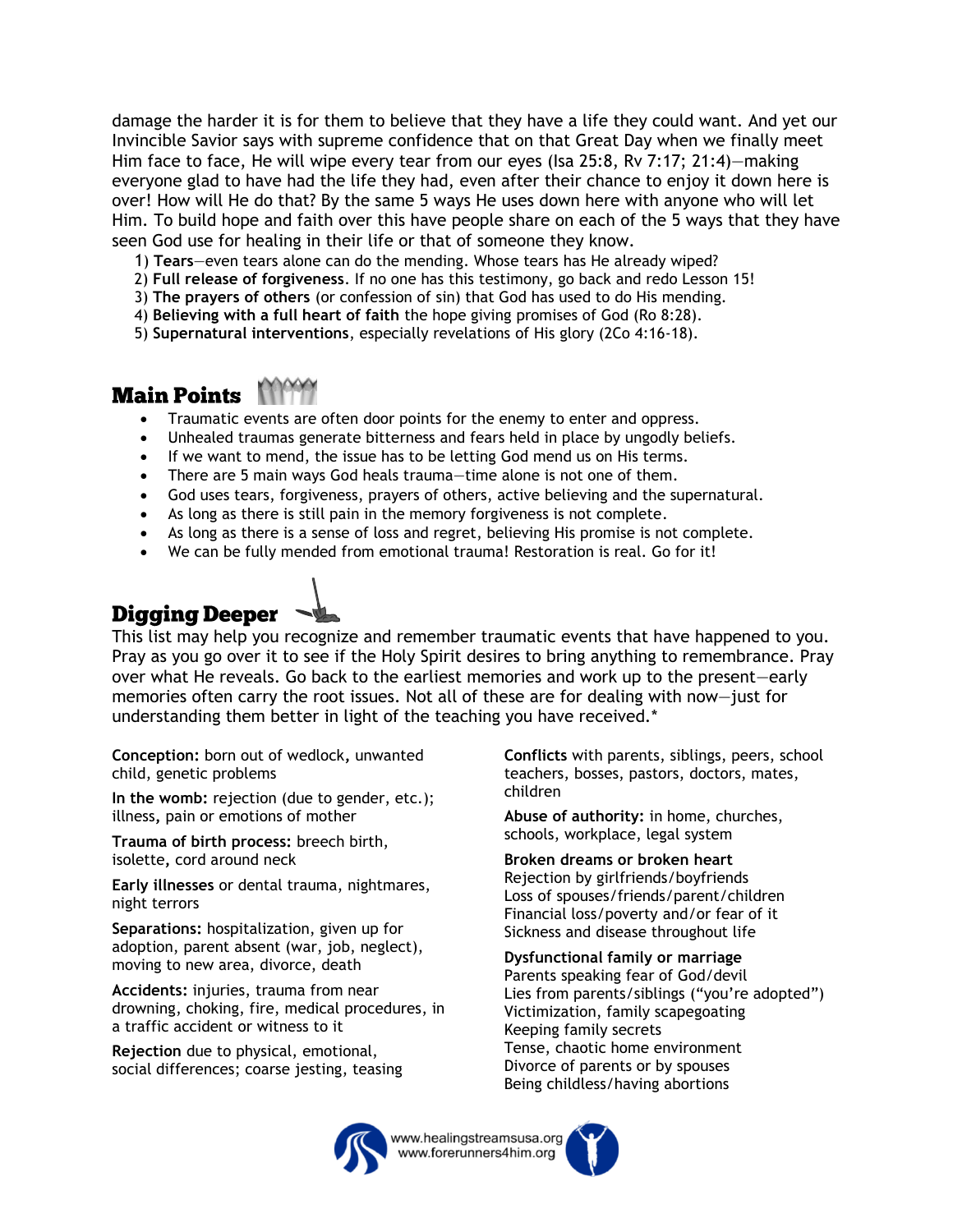damage the harder it is for them to believe that they have a life they could want. And yet our Invincible Savior says with supreme confidence that on that Great Day when we finally meet Him face to face, He will wipe every tear from our eyes (Isa 25:8, Rv 7:17; 21:4)—making everyone glad to have had the life they had, even after their chance to enjoy it down here is over! How will He do that? By the same 5 ways He uses down here with anyone who will let Him. To build hope and faith over this have people share on each of the 5 ways that they have seen God use for healing in their life or that of someone they know.

1) **Tears**—even tears alone can do the mending. Whose tears has He already wiped?
2) **Full release of forgiveness**. If no one has this testimony, go back and redo Lesson 15!
3) **The prayers of others** (or confession of sin) that God has used to do His mending.
4) **Believing with a full heart of faith** the hope giving promises of God (Ro 8:28).
5) **Supernatural interventions**, especially revelations of His glory (2Co 4:16-18).

## Main Points

- Traumatic events are often door points for the enemy to enter and oppress.
- Unhealed traumas generate bitterness and fears held in place by ungodly beliefs.
- If we want to mend, the issue has to be letting God mend us on His terms.
- There are 5 main ways God heals trauma—time alone is not one of them.
- God uses tears, forgiveness, prayers of others, active believing and the supernatural.
- As long as there is still pain in the memory forgiveness is not complete.
- As long as there is a sense of loss and regret, believing His promise is not complete.
- We can be fully mended from emotional trauma! Restoration is real. Go for it!

## Digging Deeper

This list may help you recognize and remember traumatic events that have happened to you. Pray as you go over it to see if the Holy Spirit desires to bring anything to remembrance. Pray over what He reveals. Go back to the earliest memories and work up to the present—early memories often carry the root issues. Not all of these are for dealing with now—just for understanding them better in light of the teaching you have received.*

**Conception:** born out of wedlock**,** unwanted child, genetic problems

**In the womb:** rejection (due to gender, etc.); illness**,** pain or emotions of mother

**Trauma of birth process:** breech birth, isolette**,** cord around neck

**Early illnesses** or dental trauma, nightmares, night terrors

**Separations:** hospitalization, given up for adoption, parent absent (war, job, neglect), moving to new area, divorce, death

**Accidents:** injuries, trauma from near drowning, choking, fire, medical procedures, in a traffic accident or witness to it

**Rejection** due to physical, emotional, social differences; coarse jesting, teasing

**Conflicts** with parents, siblings, peers, school teachers, bosses, pastors, doctors, mates, children

**Abuse of authority:** in home, churches, schools, workplace, legal system

**Broken dreams or broken heart**
Rejection by girlfriends/boyfriends
Loss of spouses/friends/parent/children
Financial loss/poverty and/or fear of it
Sickness and disease throughout life

**Dysfunctional family or marriage**
Parents speaking fear of God/devil
Lies from parents/siblings ("you're adopted")
Victimization, family scapegoating
Keeping family secrets
Tense, chaotic home environment
Divorce of parents or by spouses
Being childless/having abortions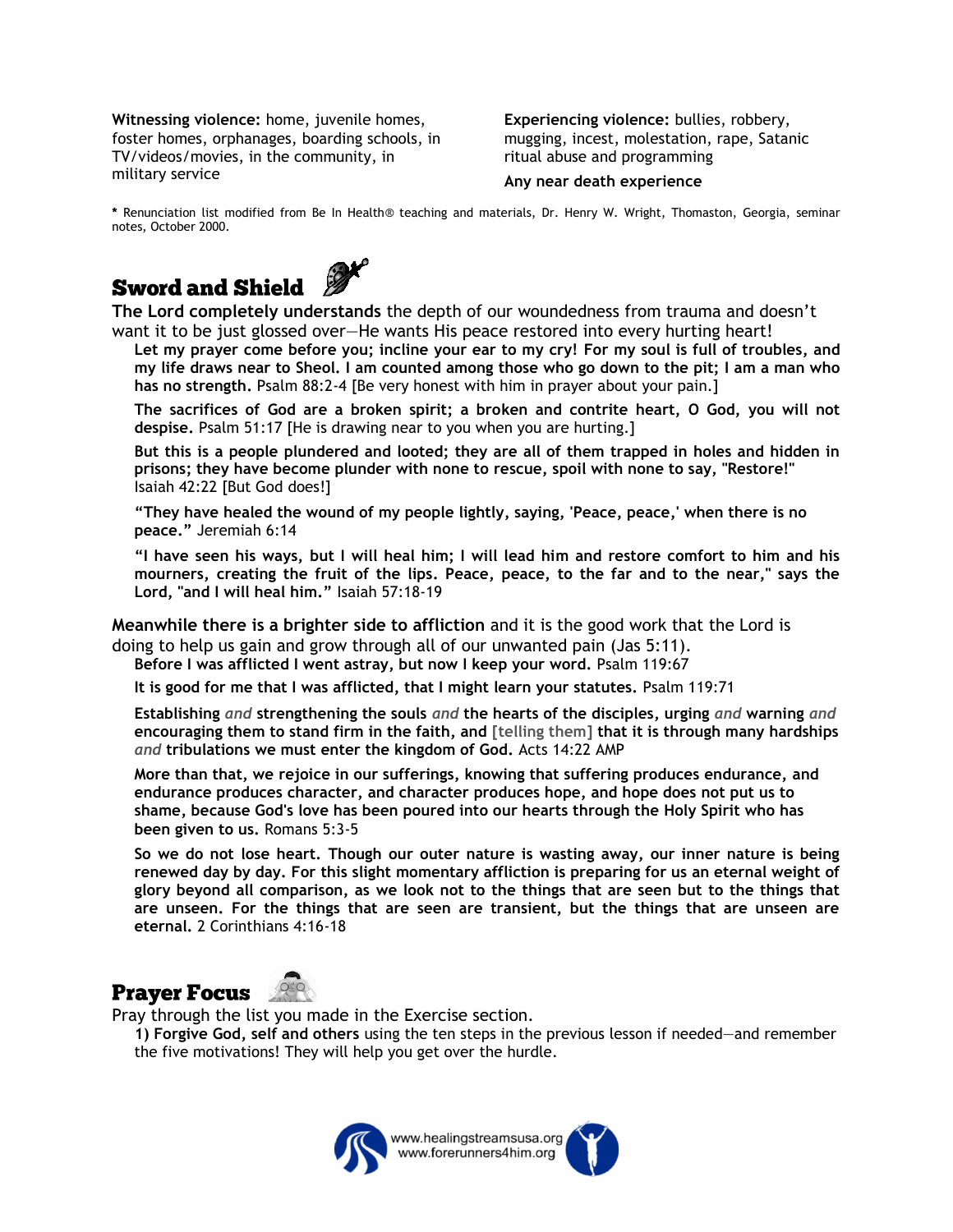**Witnessing violence:** home, juvenile homes, foster homes, orphanages, boarding schools, in TV/videos/movies, in the community, in military service

**Experiencing violence:** bullies, robbery, mugging, incest, molestation, rape, Satanic ritual abuse and programming

**Any near death experience**

**\*** Renunciation list modified from Be In Health® teaching and materials, Dr. Henry W. Wright, Thomaston, Georgia, seminar notes, October 2000.

## Sword and Shield

**The Lord completely understands** the depth of our woundedness from trauma and doesn't want it to be just glossed over—He wants His peace restored into every hurting heart!

> **Let my prayer come before you; incline your ear to my cry! For my soul is full of troubles, and my life draws near to Sheol. I am counted among those who go down to the pit; I am a man who has no strength.** Psalm 88:2-4 [Be very honest with him in prayer about your pain.]
>
> **The sacrifices of God are a broken spirit; a broken and contrite heart, O God, you will not despise.** Psalm 51:17 [He is drawing near to you when you are hurting.]
>
> **But this is a people plundered and looted; they are all of them trapped in holes and hidden in prisons; they have become plunder with none to rescue, spoil with none to say, "Restore!"** Isaiah 42:22 [But God does!]
>
> **"They have healed the wound of my people lightly, saying, 'Peace, peace,' when there is no peace."** Jeremiah 6:14
>
> **"I have seen his ways, but I will heal him; I will lead him and restore comfort to him and his mourners, creating the fruit of the lips. Peace, peace, to the far and to the near," says the Lord, "and I will heal him."** Isaiah 57:18-19

**Meanwhile there is a brighter side to affliction** and it is the good work that the Lord is doing to help us gain and grow through all of our unwanted pain (Jas 5:11).

> **Before I was afflicted I went astray, but now I keep your word.** Psalm 119:67
>
> **It is good for me that I was afflicted, that I might learn your statutes.** Psalm 119:71
>
> **Establishing** *and* **strengthening the souls** *and* **the hearts of the disciples, urging** *and* **warning** *and* **encouraging them to stand firm in the faith, and** [telling them] **that it is through many hardships** *and* **tribulations we must enter the kingdom of God.** Acts 14:22 AMP
>
> **More than that, we rejoice in our sufferings, knowing that suffering produces endurance, and endurance produces character, and character produces hope, and hope does not put us to shame, because God's love has been poured into our hearts through the Holy Spirit who has been given to us.** Romans 5:3-5
>
> **So we do not lose heart. Though our outer nature is wasting away, our inner nature is being renewed day by day. For this slight momentary affliction is preparing for us an eternal weight of glory beyond all comparison, as we look not to the things that are seen but to the things that are unseen. For the things that are seen are transient, but the things that are unseen are eternal.** 2 Corinthians 4:16-18

## Prayer Focus

Pray through the list you made in the Exercise section.

**1) Forgive God, self and others** using the ten steps in the previous lesson if needed—and remember the five motivations! They will help you get over the hurdle.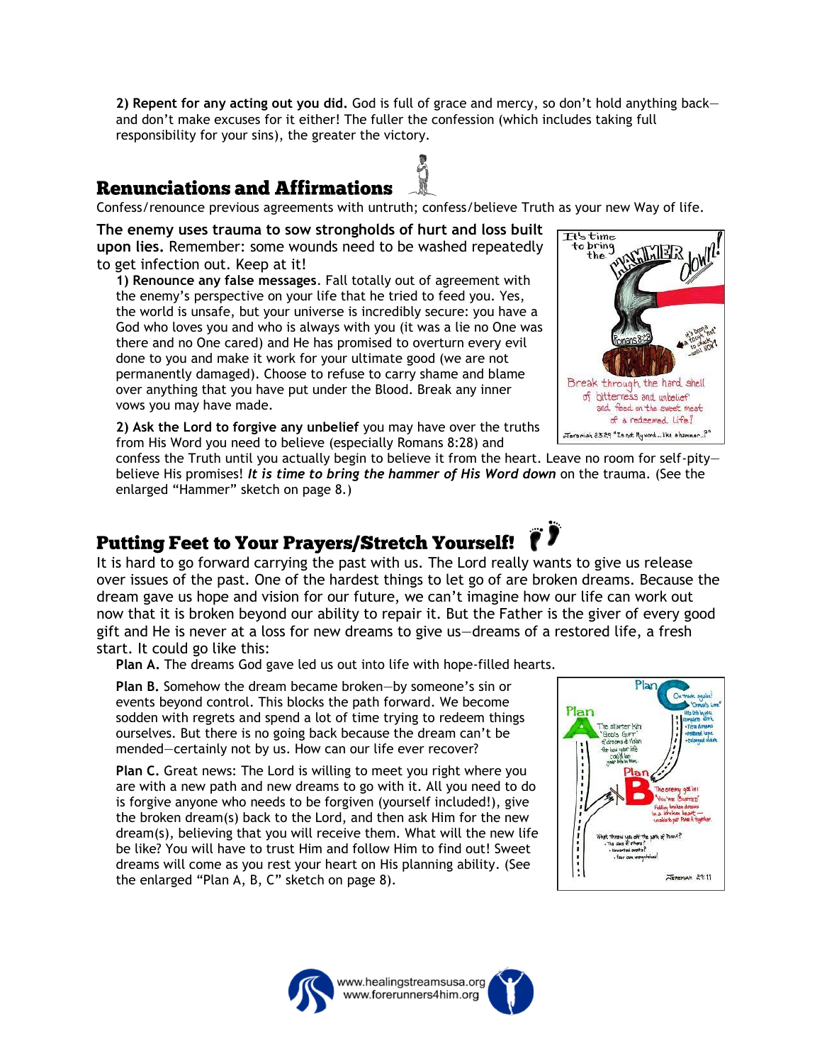**2) Repent for any acting out you did.** God is full of grace and mercy, so don't hold anything back—and don't make excuses for it either! The fuller the confession (which includes taking full responsibility for your sins), the greater the victory.

## Renunciations and Affirmations

Confess/renounce previous agreements with untruth; confess/believe Truth as your new Way of life.

**The enemy uses trauma to sow strongholds of hurt and loss built upon lies.** Remember: some wounds need to be washed repeatedly to get infection out. Keep at it!

**1) Renounce any false messages**. Fall totally out of agreement with the enemy's perspective on your life that he tried to feed you. Yes, the world is unsafe, but your universe is incredibly secure: you have a God who loves you and who is always with you (it was a lie no One was there and no One cared) and He has promised to overturn every evil done to you and make it work for your ultimate good (we are not permanently damaged). Choose to refuse to carry shame and blame over anything that you have put under the Blood. Break any inner vows you may have made.

**2) Ask the Lord to forgive any unbelief** you may have over the truths from His Word you need to believe (especially Romans 8:28) and confess the Truth until you actually begin to believe it from the heart. Leave no room for self-pity—believe His promises! ***It is time to bring the hammer of His Word down*** on the trauma. (See the enlarged "Hammer" sketch on page 8.)

## Putting Feet to Your Prayers/Stretch Yourself!

It is hard to go forward carrying the past with us. The Lord really wants to give us release over issues of the past. One of the hardest things to let go of are broken dreams. Because the dream gave us hope and vision for our future, we can't imagine how our life can work out now that it is broken beyond our ability to repair it. But the Father is the giver of every good gift and He is never at a loss for new dreams to give us—dreams of a restored life, a fresh start. It could go like this:

**Plan A.** The dreams God gave led us out into life with hope-filled hearts.

**Plan B.** Somehow the dream became broken—by someone's sin or events beyond control. This blocks the path forward. We become sodden with regrets and spend a lot of time trying to redeem things ourselves. But there is no going back because the dream can't be mended—certainly not by us. How can our life ever recover?

**Plan C.** Great news: The Lord is willing to meet you right where you are with a new path and new dreams to go with it. All you need to do is forgive anyone who needs to be forgiven (yourself included!), give the broken dream(s) back to the Lord, and then ask Him for the new dream(s), believing that you will receive them. What will the new life be like? You will have to trust Him and follow Him to find out! Sweet dreams will come as you rest your heart on His planning ability. (See the enlarged "Plan A, B, C" sketch on page 8).

www.healingstreamsusa.org
www.forerunners4him.org